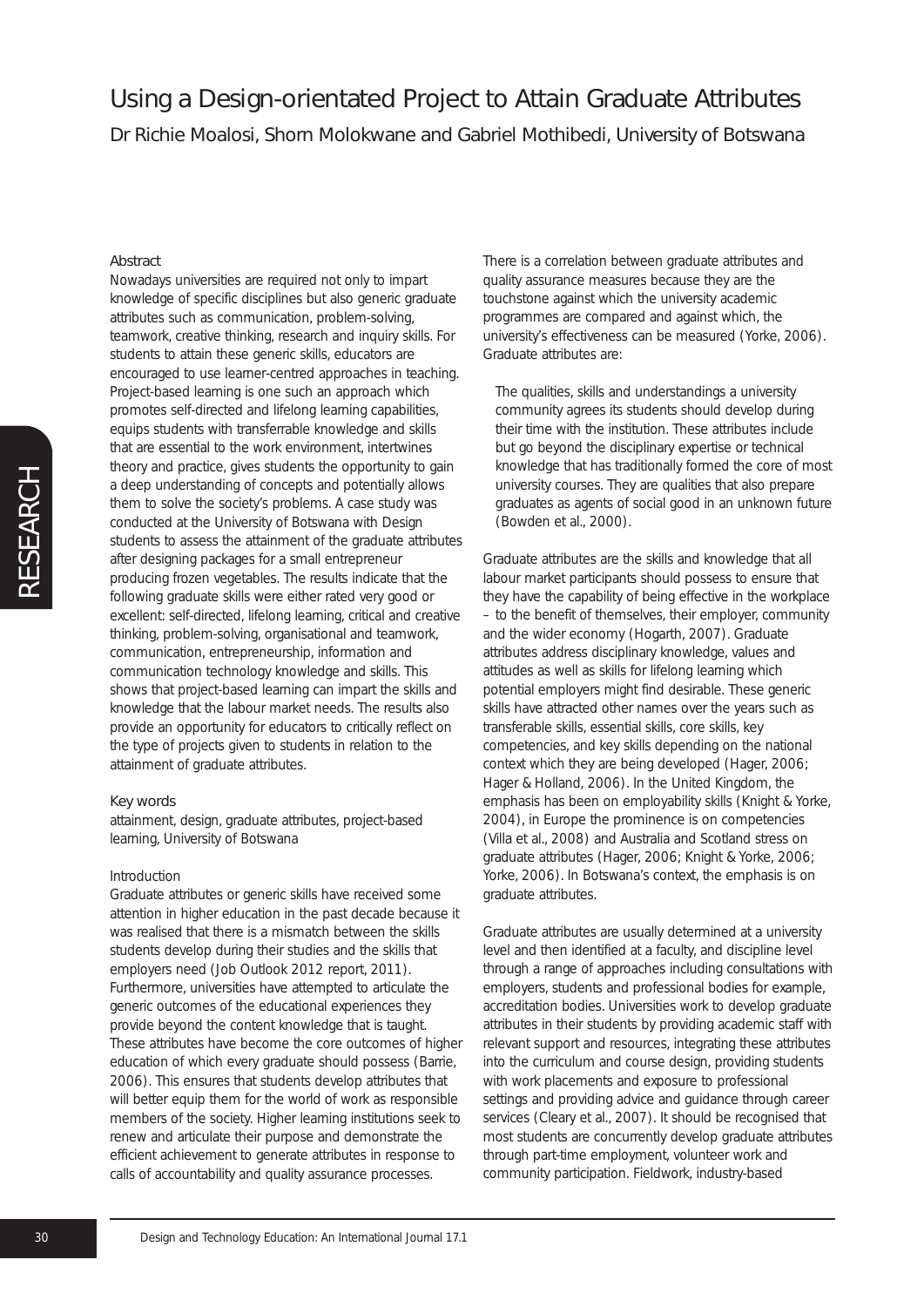# Using a Design-orientated Project to Attain Graduate Attributes

Dr Richie Moalosi, Shorn Molokwane and Gabriel Mothibedi, University of Botswana

## Abstract

Nowadays universities are required not only to impart knowledge of specific disciplines but also generic graduate attributes such as communication, problem-solving, teamwork, creative thinking, research and inquiry skills. For students to attain these generic skills, educators are encouraged to use learner-centred approaches in teaching. Project-based learning is one such an approach which promotes self-directed and lifelong learning capabilities, equips students with transferrable knowledge and skills that are essential to the work environment, intertwines theory and practice, gives students the opportunity to gain a deep understanding of concepts and potentially allows them to solve the society's problems. A case study was conducted at the University of Botswana with Design students to assess the attainment of the graduate attributes after designing packages for a small entrepreneur producing frozen vegetables. The results indicate that the following graduate skills were either rated very good or excellent: self-directed, lifelong learning, critical and creative thinking, problem-solving, organisational and teamwork, communication, entrepreneurship, information and communication technology knowledge and skills. This shows that project-based learning can impart the skills and knowledge that the labour market needs. The results also provide an opportunity for educators to critically reflect on the type of projects given to students in relation to the attainment of graduate attributes.

## Key words

attainment, design, graduate attributes, project-based learning, University of Botswana

## Introduction

Graduate attributes or generic skills have received some attention in higher education in the past decade because it was realised that there is a mismatch between the skills students develop during their studies and the skills that employers need (Job Outlook 2012 report, 2011). Furthermore, universities have attempted to articulate the generic outcomes of the educational experiences they provide beyond the content knowledge that is taught. These attributes have become the core outcomes of higher education of which every graduate should possess (Barrie, 2006). This ensures that students develop attributes that will better equip them for the world of work as responsible members of the society. Higher learning institutions seek to renew and articulate their purpose and demonstrate the efficient achievement to generate attributes in response to calls of accountability and quality assurance processes.

There is a correlation between graduate attributes and quality assurance measures because they are the touchstone against which the university academic programmes are compared and against which, the university's effectiveness can be measured (Yorke, 2006). Graduate attributes are:

> The qualities, skills and understandings a university community agrees its students should develop during their time with the institution. These attributes include but go beyond the disciplinary expertise or technical knowledge that has traditionally formed the core of most university courses. They are qualities that also prepare graduates as agents of social good in an unknown future (Bowden et al., 2000).

Graduate attributes are the skills and knowledge that all labour market participants should possess to ensure that they have the capability of being effective in the workplace – to the benefit of themselves, their employer, community and the wider economy (Hogarth, 2007). Graduate attributes address disciplinary knowledge, values and attitudes as well as skills for lifelong learning which potential employers might find desirable. These generic skills have attracted other names over the years such as transferable skills, essential skills, core skills, key competencies, and key skills depending on the national context which they are being developed (Hager, 2006; Hager & Holland, 2006). In the United Kingdom, the emphasis has been on employability skills (Knight & Yorke, 2004), in Europe the prominence is on competencies (Villa et al., 2008) and Australia and Scotland stress on graduate attributes (Hager, 2006; Knight & Yorke, 2006; Yorke, 2006). In Botswana's context, the emphasis is on graduate attributes.

Graduate attributes are usually determined at a university level and then identified at a faculty, and discipline level through a range of approaches including consultations with employers, students and professional bodies for example, accreditation bodies. Universities work to develop graduate attributes in their students by providing academic staff with relevant support and resources, integrating these attributes into the curriculum and course design, providing students with work placements and exposure to professional settings and providing advice and guidance through career services (Cleary et al., 2007). It should be recognised that most students are concurrently develop graduate attributes through part-time employment, volunteer work and community participation. Fieldwork, industry-based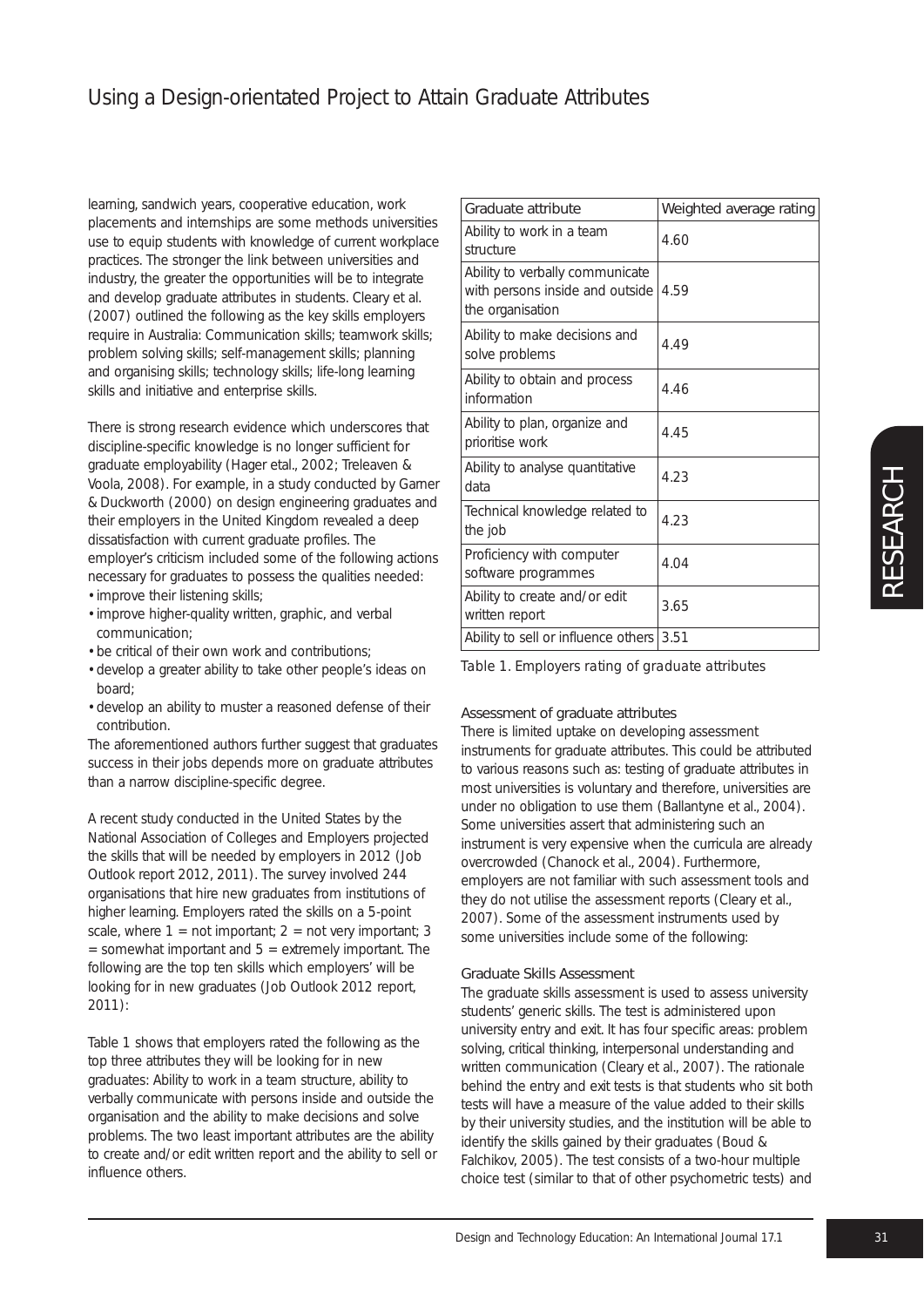learning, sandwich years, cooperative education, work placements and internships are some methods universities use to equip students with knowledge of current workplace practices. The stronger the link between universities and industry, the greater the opportunities will be to integrate and develop graduate attributes in students. Cleary et al. (2007) outlined the following as the key skills employers require in Australia: Communication skills; teamwork skills; problem solving skills; self-management skills; planning and organising skills; technology skills; life-long learning skills and initiative and enterprise skills.

There is strong research evidence which underscores that discipline-specific knowledge is no longer sufficient for graduate employability (Hager etal., 2002; Treleaven & Voola, 2008). For example, in a study conducted by Garner & Duckworth (2000) on design engineering graduates and their employers in the United Kingdom revealed a deep dissatisfaction with current graduate profiles. The employer's criticism included some of the following actions necessary for graduates to possess the qualities needed:

- improve their listening skills;
- improve higher-quality written, graphic, and verbal communication;
- be critical of their own work and contributions;
- develop a greater ability to take other people's ideas on board;
- develop an ability to muster a reasoned defense of their contribution.

The aforementioned authors further suggest that graduates success in their jobs depends more on graduate attributes than a narrow discipline-specific degree.

A recent study conducted in the United States by the National Association of Colleges and Employers projected the skills that will be needed by employers in 2012 (Job Outlook report 2012, 2011). The survey involved 244 organisations that hire new graduates from institutions of higher learning. Employers rated the skills on a 5-point scale, where 1 = not important; 2 = not very important; 3 = somewhat important and 5 = extremely important. The following are the top ten skills which employers' will be looking for in new graduates (Job Outlook 2012 report, 2011):

Table 1 shows that employers rated the following as the top three attributes they will be looking for in new graduates: Ability to work in a team structure, ability to verbally communicate with persons inside and outside the organisation and the ability to make decisions and solve problems. The two least important attributes are the ability to create and/or edit written report and the ability to sell or influence others.

| Graduate attribute | Weighted average rating |
|---|---|
| Ability to work in a team structure | 4.60 |
| Ability to verbally communicate with persons inside and outside the organisation | 4.59 |
| Ability to make decisions and solve problems | 4.49 |
| Ability to obtain and process information | 4.46 |
| Ability to plan, organize and prioritise work | 4.45 |
| Ability to analyse quantitative data | 4.23 |
| Technical knowledge related to the job | 4.23 |
| Proficiency with computer software programmes | 4.04 |
| Ability to create and/or edit written report | 3.65 |
| Ability to sell or influence others | 3.51 |

Table 1. Employers rating of graduate attributes

### Assessment of graduate attributes

There is limited uptake on developing assessment instruments for graduate attributes. This could be attributed to various reasons such as: testing of graduate attributes in most universities is voluntary and therefore, universities are under no obligation to use them (Ballantyne et al., 2004). Some universities assert that administering such an instrument is very expensive when the curricula are already overcrowded (Chanock et al., 2004). Furthermore, employers are not familiar with such assessment tools and they do not utilise the assessment reports (Cleary et al., 2007). Some of the assessment instruments used by some universities include some of the following:

### Graduate Skills Assessment

The graduate skills assessment is used to assess university students' generic skills. The test is administered upon university entry and exit. It has four specific areas: problem solving, critical thinking, interpersonal understanding and written communication (Cleary et al., 2007). The rationale behind the entry and exit tests is that students who sit both tests will have a measure of the value added to their skills by their university studies, and the institution will be able to identify the skills gained by their graduates (Boud & Falchikov, 2005). The test consists of a two-hour multiple choice test (similar to that of other psychometric tests) and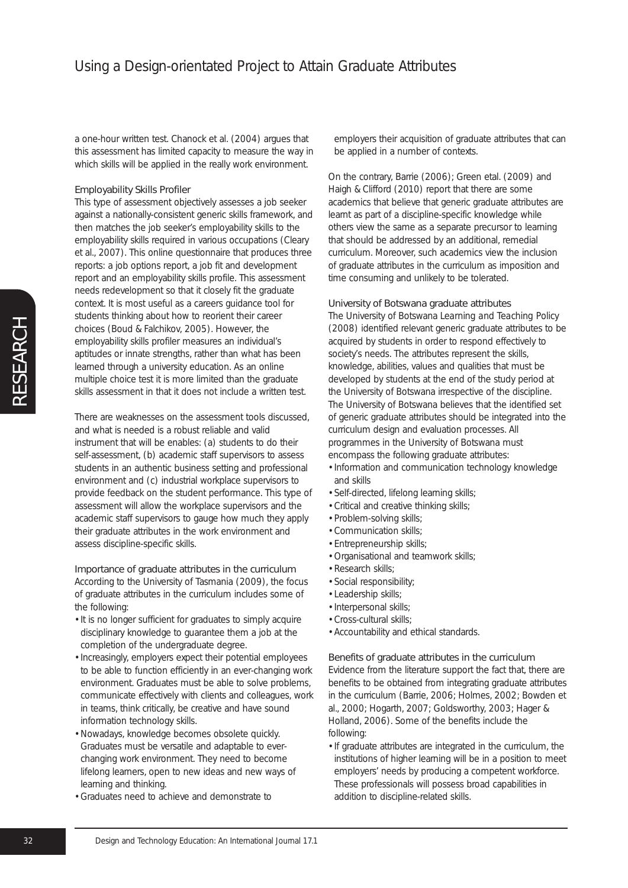a one-hour written test. Chanock et al. (2004) argues that this assessment has limited capacity to measure the way in which skills will be applied in the really work environment.

### Employability Skills Profiler

This type of assessment objectively assesses a job seeker against a nationally-consistent generic skills framework, and then matches the job seeker's employability skills to the employability skills required in various occupations (Cleary et al., 2007). This online questionnaire that produces three reports: a job options report, a job fit and development report and an employability skills profile. This assessment needs redevelopment so that it closely fit the graduate context. It is most useful as a careers guidance tool for students thinking about how to reorient their career choices (Boud & Falchikov, 2005). However, the employability skills profiler measures an individual's aptitudes or innate strengths, rather than what has been learned through a university education. As an online multiple choice test it is more limited than the graduate skills assessment in that it does not include a written test.

There are weaknesses on the assessment tools discussed, and what is needed is a robust reliable and valid instrument that will be enables: (a) students to do their self-assessment, (b) academic staff supervisors to assess students in an authentic business setting and professional environment and (c) industrial workplace supervisors to provide feedback on the student performance. This type of assessment will allow the workplace supervisors and the academic staff supervisors to gauge how much they apply their graduate attributes in the work environment and assess discipline-specific skills.

### Importance of graduate attributes in the curriculum

According to the University of Tasmania (2009), the focus of graduate attributes in the curriculum includes some of the following:

- It is no longer sufficient for graduates to simply acquire disciplinary knowledge to guarantee them a job at the completion of the undergraduate degree.
- Increasingly, employers expect their potential employees to be able to function efficiently in an ever-changing work environment. Graduates must be able to solve problems, communicate effectively with clients and colleagues, work in teams, think critically, be creative and have sound information technology skills.
- Nowadays, knowledge becomes obsolete quickly. Graduates must be versatile and adaptable to ever-changing work environment. They need to become lifelong learners, open to new ideas and new ways of learning and thinking.
- Graduates need to achieve and demonstrate to employers their acquisition of graduate attributes that can be applied in a number of contexts.

On the contrary, Barrie (2006); Green etal. (2009) and Haigh & Clifford (2010) report that there are some academics that believe that generic graduate attributes are learnt as part of a discipline-specific knowledge while others view the same as a separate precursor to learning that should be addressed by an additional, remedial curriculum. Moreover, such academics view the inclusion of graduate attributes in the curriculum as imposition and time consuming and unlikely to be tolerated.

### University of Botswana graduate attributes

The University of Botswana *Learning and Teaching Policy* (2008) identified relevant generic graduate attributes to be acquired by students in order to respond effectively to society's needs. The attributes represent the skills, knowledge, abilities, values and qualities that must be developed by students at the end of the study period at the University of Botswana irrespective of the discipline. The University of Botswana believes that the identified set of generic graduate attributes should be integrated into the curriculum design and evaluation processes. All programmes in the University of Botswana must encompass the following graduate attributes:

- Information and communication technology knowledge and skills
- Self-directed, lifelong learning skills;
- Critical and creative thinking skills;
- Problem-solving skills;
- Communication skills;
- Entrepreneurship skills;
- Organisational and teamwork skills;
- Research skills;
- Social responsibility;
- Leadership skills;
- Interpersonal skills;
- Cross-cultural skills;
- Accountability and ethical standards.

### Benefits of graduate attributes in the curriculum

Evidence from the literature support the fact that, there are benefits to be obtained from integrating graduate attributes in the curriculum (Barrie, 2006; Holmes, 2002; Bowden et al., 2000; Hogarth, 2007; Goldsworthy, 2003; Hager & Holland, 2006). Some of the benefits include the following:

- If graduate attributes are integrated in the curriculum, the institutions of higher learning will be in a position to meet employers' needs by producing a competent workforce. These professionals will possess broad capabilities in addition to discipline-related skills.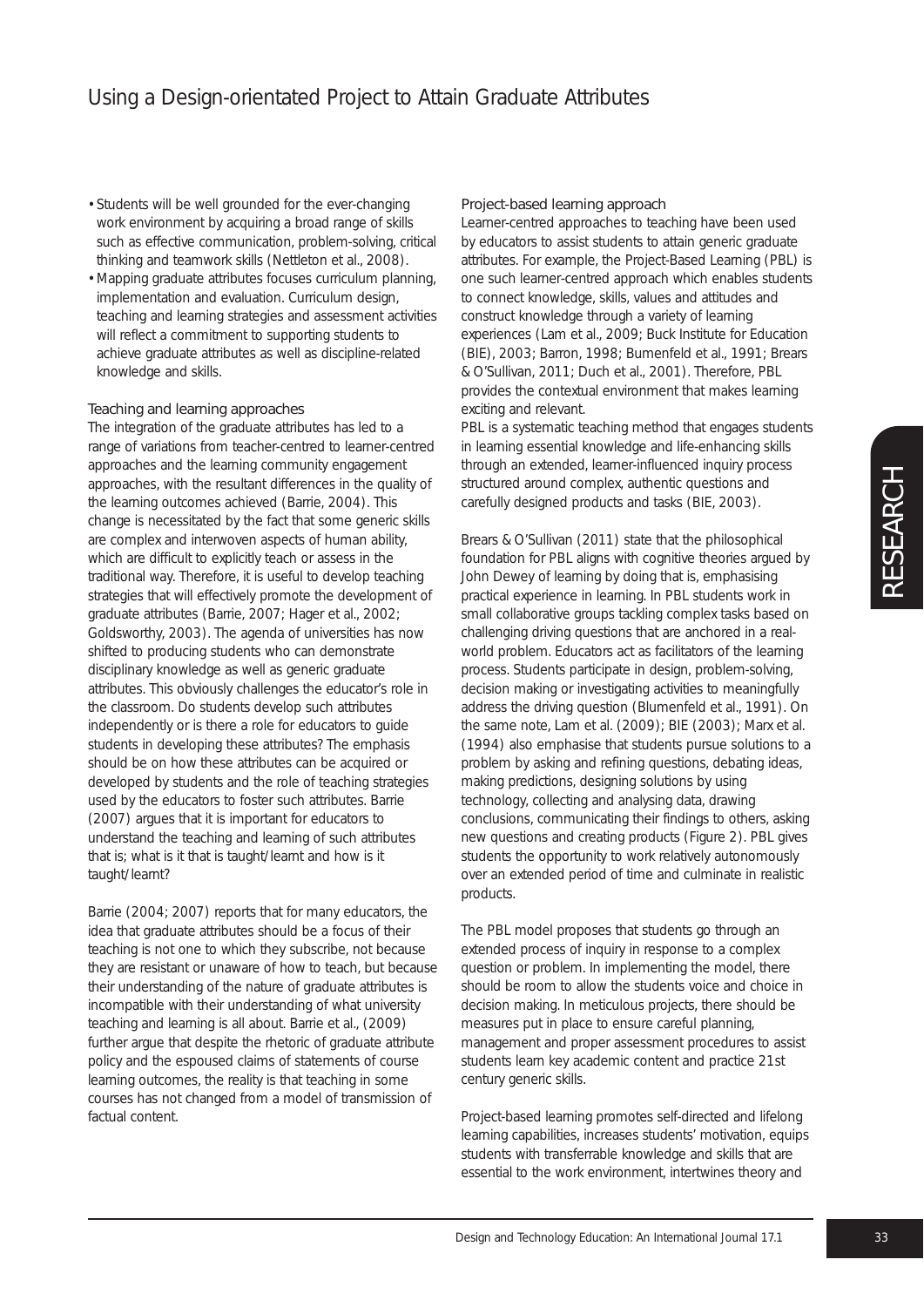- Students will be well grounded for the ever-changing work environment by acquiring a broad range of skills such as effective communication, problem-solving, critical thinking and teamwork skills (Nettleton et al., 2008).
- Mapping graduate attributes focuses curriculum planning, implementation and evaluation. Curriculum design, teaching and learning strategies and assessment activities will reflect a commitment to supporting students to achieve graduate attributes as well as discipline-related knowledge and skills.

### Teaching and learning approaches

The integration of the graduate attributes has led to a range of variations from teacher-centred to learner-centred approaches and the learning community engagement approaches, with the resultant differences in the quality of the learning outcomes achieved (Barrie, 2004). This change is necessitated by the fact that some generic skills are complex and interwoven aspects of human ability, which are difficult to explicitly teach or assess in the traditional way. Therefore, it is useful to develop teaching strategies that will effectively promote the development of graduate attributes (Barrie, 2007; Hager et al., 2002; Goldsworthy, 2003). The agenda of universities has now shifted to producing students who can demonstrate disciplinary knowledge as well as generic graduate attributes. This obviously challenges the educator's role in the classroom. Do students develop such attributes independently or is there a role for educators to guide students in developing these attributes? The emphasis should be on how these attributes can be acquired or developed by students and the role of teaching strategies used by the educators to foster such attributes. Barrie (2007) argues that it is important for educators to understand the teaching and learning of such attributes that is; what is it that is taught/learnt and how is it taught/learnt?

Barrie (2004; 2007) reports that for many educators, the idea that graduate attributes should be a focus of their teaching is not one to which they subscribe, not because they are resistant or unaware of how to teach, but because their understanding of the nature of graduate attributes is incompatible with their understanding of what university teaching and learning is all about. Barrie et al., (2009) further argue that despite the rhetoric of graduate attribute policy and the espoused claims of statements of course learning outcomes, the reality is that teaching in some courses has not changed from a model of transmission of factual content.

### Project-based learning approach

Learner-centred approaches to teaching have been used by educators to assist students to attain generic graduate attributes. For example, the Project-Based Learning (PBL) is one such learner-centred approach which enables students to connect knowledge, skills, values and attitudes and construct knowledge through a variety of learning experiences (Lam et al., 2009; Buck Institute for Education (BIE), 2003; Barron, 1998; Burnenfeld et al., 1991; Brears & O'Sullivan, 2011; Duch et al., 2001). Therefore, PBL provides the contextual environment that makes learning exciting and relevant.

PBL is a systematic teaching method that engages students in learning essential knowledge and life-enhancing skills through an extended, learner-influenced inquiry process structured around complex, authentic questions and carefully designed products and tasks (BIE, 2003).

Brears & O'Sullivan (2011) state that the philosophical foundation for PBL aligns with cognitive theories argued by John Dewey of learning by doing that is, emphasising practical experience in learning. In PBL students work in small collaborative groups tackling complex tasks based on challenging driving questions that are anchored in a real-world problem. Educators act as facilitators of the learning process. Students participate in design, problem-solving, decision making or investigating activities to meaningfully address the driving question (Blumenfeld et al., 1991). On the same note, Lam et al. (2009); BIE (2003); Marx et al. (1994) also emphasise that students pursue solutions to a problem by asking and refining questions, debating ideas, making predictions, designing solutions by using technology, collecting and analysing data, drawing conclusions, communicating their findings to others, asking new questions and creating products (Figure 2). PBL gives students the opportunity to work relatively autonomously over an extended period of time and culminate in realistic products.

The PBL model proposes that students go through an extended process of inquiry in response to a complex question or problem. In implementing the model, there should be room to allow the students voice and choice in decision making. In meticulous projects, there should be measures put in place to ensure careful planning, management and proper assessment procedures to assist students learn key academic content and practice 21st century generic skills.

Project-based learning promotes self-directed and lifelong learning capabilities, increases students' motivation, equips students with transferrable knowledge and skills that are essential to the work environment, intertwines theory and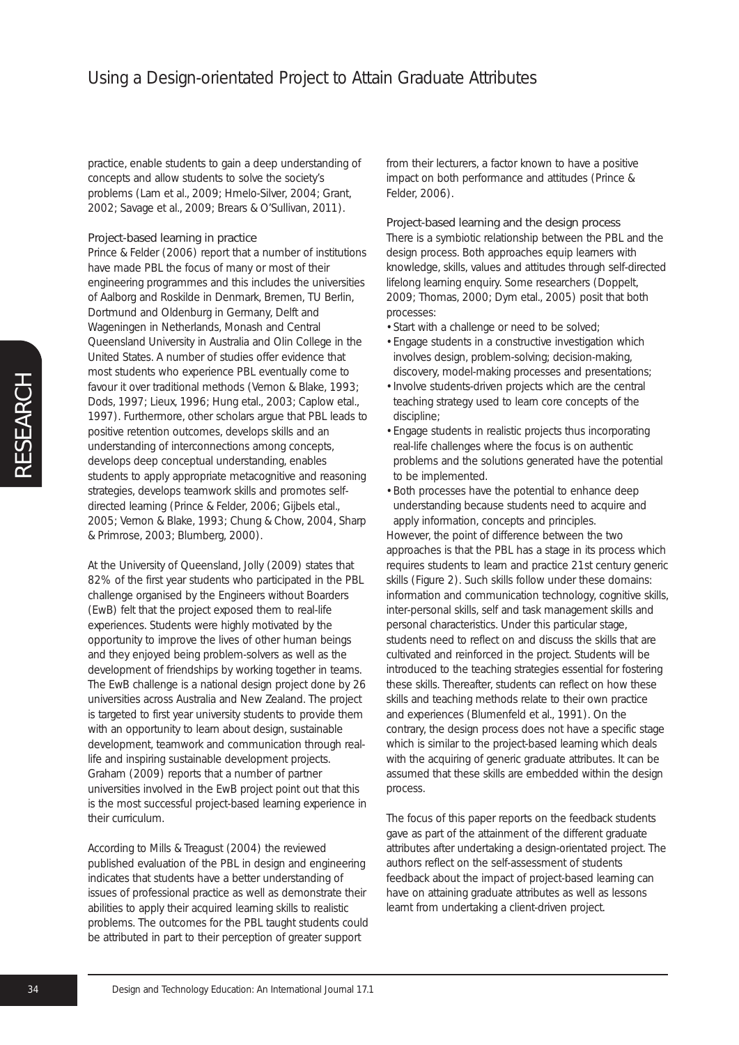practice, enable students to gain a deep understanding of concepts and allow students to solve the society's problems (Lam et al., 2009; Hmelo-Silver, 2004; Grant, 2002; Savage et al., 2009; Brears & O'Sullivan, 2011).

### Project-based learning in practice

Prince & Felder (2006) report that a number of institutions have made PBL the focus of many or most of their engineering programmes and this includes the universities of Aalborg and Roskilde in Denmark, Bremen, TU Berlin, Dortmund and Oldenburg in Germany, Delft and Wageningen in Netherlands, Monash and Central Queensland University in Australia and Olin College in the United States. A number of studies offer evidence that most students who experience PBL eventually come to favour it over traditional methods (Vernon & Blake, 1993; Dods, 1997; Lieux, 1996; Hung etal., 2003; Caplow etal., 1997). Furthermore, other scholars argue that PBL leads to positive retention outcomes, develops skills and an understanding of interconnections among concepts, develops deep conceptual understanding, enables students to apply appropriate metacognitive and reasoning strategies, develops teamwork skills and promotes self-directed learning (Prince & Felder, 2006; Gijbels etal., 2005; Vernon & Blake, 1993; Chung & Chow, 2004, Sharp & Primrose, 2003; Blumberg, 2000).

At the University of Queensland, Jolly (2009) states that 82% of the first year students who participated in the PBL challenge organised by the Engineers without Boarders (EwB) felt that the project exposed them to real-life experiences. Students were highly motivated by the opportunity to improve the lives of other human beings and they enjoyed being problem-solvers as well as the development of friendships by working together in teams. The EwB challenge is a national design project done by 26 universities across Australia and New Zealand. The project is targeted to first year university students to provide them with an opportunity to learn about design, sustainable development, teamwork and communication through real-life and inspiring sustainable development projects. Graham (2009) reports that a number of partner universities involved in the EwB project point out that this is the most successful project-based learning experience in their curriculum.

According to Mills & Treagust (2004) the reviewed published evaluation of the PBL in design and engineering indicates that students have a better understanding of issues of professional practice as well as demonstrate their abilities to apply their acquired learning skills to realistic problems. The outcomes for the PBL taught students could be attributed in part to their perception of greater support from their lecturers, a factor known to have a positive impact on both performance and attitudes (Prince & Felder, 2006).

### Project-based learning and the design process

There is a symbiotic relationship between the PBL and the design process. Both approaches equip learners with knowledge, skills, values and attitudes through self-directed lifelong learning enquiry. Some researchers (Doppelt, 2009; Thomas, 2000; Dym etal., 2005) posit that both processes:

- Start with a challenge or need to be solved;
- Engage students in a constructive investigation which involves design, problem-solving; decision-making, discovery, model-making processes and presentations;
- Involve students-driven projects which are the central teaching strategy used to learn core concepts of the discipline;
- Engage students in realistic projects thus incorporating real-life challenges where the focus is on authentic problems and the solutions generated have the potential to be implemented.
- Both processes have the potential to enhance deep understanding because students need to acquire and apply information, concepts and principles.

However, the point of difference between the two approaches is that the PBL has a stage in its process which requires students to learn and practice 21st century generic skills (Figure 2). Such skills follow under these domains: information and communication technology, cognitive skills, inter-personal skills, self and task management skills and personal characteristics. Under this particular stage, students need to reflect on and discuss the skills that are cultivated and reinforced in the project. Students will be introduced to the teaching strategies essential for fostering these skills. Thereafter, students can reflect on how these skills and teaching methods relate to their own practice and experiences (Blumenfeld et al., 1991). On the contrary, the design process does not have a specific stage which is similar to the project-based learning which deals with the acquiring of generic graduate attributes. It can be assumed that these skills are embedded within the design process.

The focus of this paper reports on the feedback students gave as part of the attainment of the different graduate attributes after undertaking a design-orientated project. The authors reflect on the self-assessment of students feedback about the impact of project-based learning can have on attaining graduate attributes as well as lessons learnt from undertaking a client-driven project.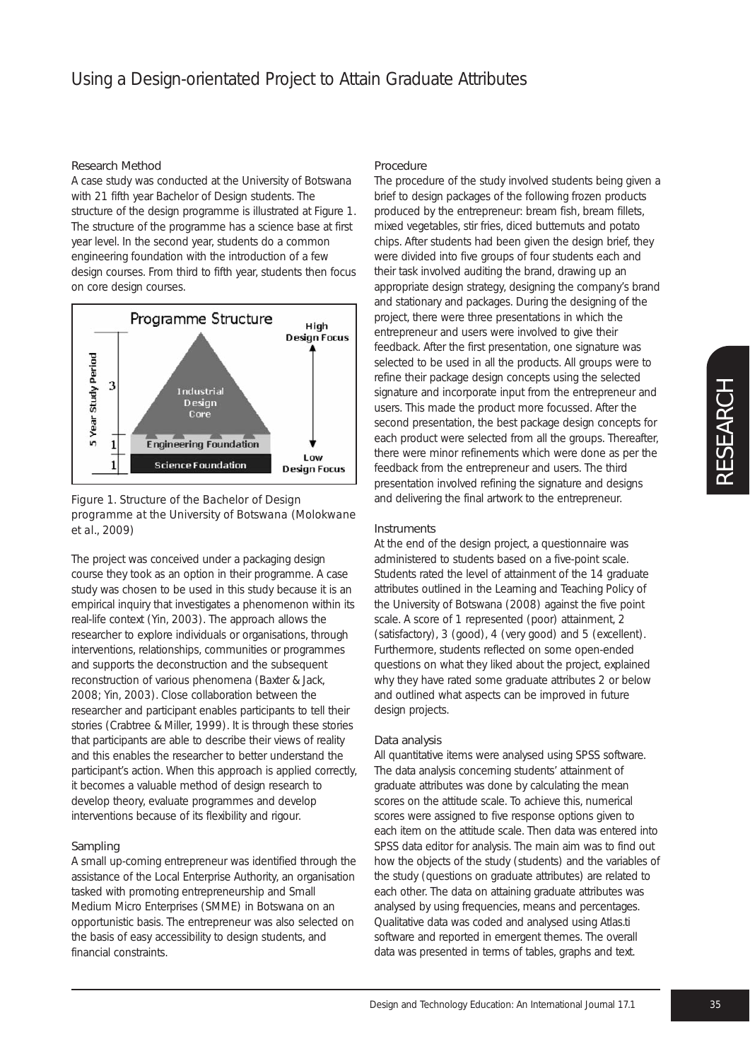### Research Method

A case study was conducted at the University of Botswana with 21 fifth year Bachelor of Design students. The structure of the design programme is illustrated at Figure 1. The structure of the programme has a science base at first year level. In the second year, students do a common engineering foundation with the introduction of a few design courses. From third to fifth year, students then focus on core design courses.

Figure 1. Structure of the Bachelor of Design programme at the University of Botswana (Molokwane et al., 2009)

The project was conceived under a packaging design course they took as an option in their programme. A case study was chosen to be used in this study because it is an empirical inquiry that investigates a phenomenon within its real-life context (Yin, 2003). The approach allows the researcher to explore individuals or organisations, through interventions, relationships, communities or programmes and supports the deconstruction and the subsequent reconstruction of various phenomena (Baxter & Jack, 2008; Yin, 2003). Close collaboration between the researcher and participant enables participants to tell their stories (Crabtree & Miller, 1999). It is through these stories that participants are able to describe their views of reality and this enables the researcher to better understand the participant's action. When this approach is applied correctly, it becomes a valuable method of design research to develop theory, evaluate programmes and develop interventions because of its flexibility and rigour.

### Sampling

A small up-coming entrepreneur was identified through the assistance of the Local Enterprise Authority, an organisation tasked with promoting entrepreneurship and Small Medium Micro Enterprises (SMME) in Botswana on an opportunistic basis. The entrepreneur was also selected on the basis of easy accessibility to design students, and financial constraints.

### Procedure

The procedure of the study involved students being given a brief to design packages of the following frozen products produced by the entrepreneur: bream fish, bream fillets, mixed vegetables, stir fries, diced butternuts and potato chips. After students had been given the design brief, they were divided into five groups of four students each and their task involved auditing the brand, drawing up an appropriate design strategy, designing the company's brand and stationary and packages. During the designing of the project, there were three presentations in which the entrepreneur and users were involved to give their feedback. After the first presentation, one signature was selected to be used in all the products. All groups were to refine their package design concepts using the selected signature and incorporate input from the entrepreneur and users. This made the product more focussed. After the second presentation, the best package design concepts for each product were selected from all the groups. Thereafter, there were minor refinements which were done as per the feedback from the entrepreneur and users. The third presentation involved refining the signature and designs and delivering the final artwork to the entrepreneur.

### Instruments

At the end of the design project, a questionnaire was administered to students based on a five-point scale. Students rated the level of attainment of the 14 graduate attributes outlined in the Learning and Teaching Policy of the University of Botswana (2008) against the five point scale. A score of 1 represented (poor) attainment, 2 (satisfactory), 3 (good), 4 (very good) and 5 (excellent). Furthermore, students reflected on some open-ended questions on what they liked about the project, explained why they have rated some graduate attributes 2 or below and outlined what aspects can be improved in future design projects.

### Data analysis

All quantitative items were analysed using SPSS software. The data analysis concerning students' attainment of graduate attributes was done by calculating the mean scores on the attitude scale. To achieve this, numerical scores were assigned to five response options given to each item on the attitude scale. Then data was entered into SPSS data editor for analysis. The main aim was to find out how the objects of the study (students) and the variables of the study (questions on graduate attributes) are related to each other. The data on attaining graduate attributes was analysed by using frequencies, means and percentages. Qualitative data was coded and analysed using Atlas.ti software and reported in emergent themes. The overall data was presented in terms of tables, graphs and text.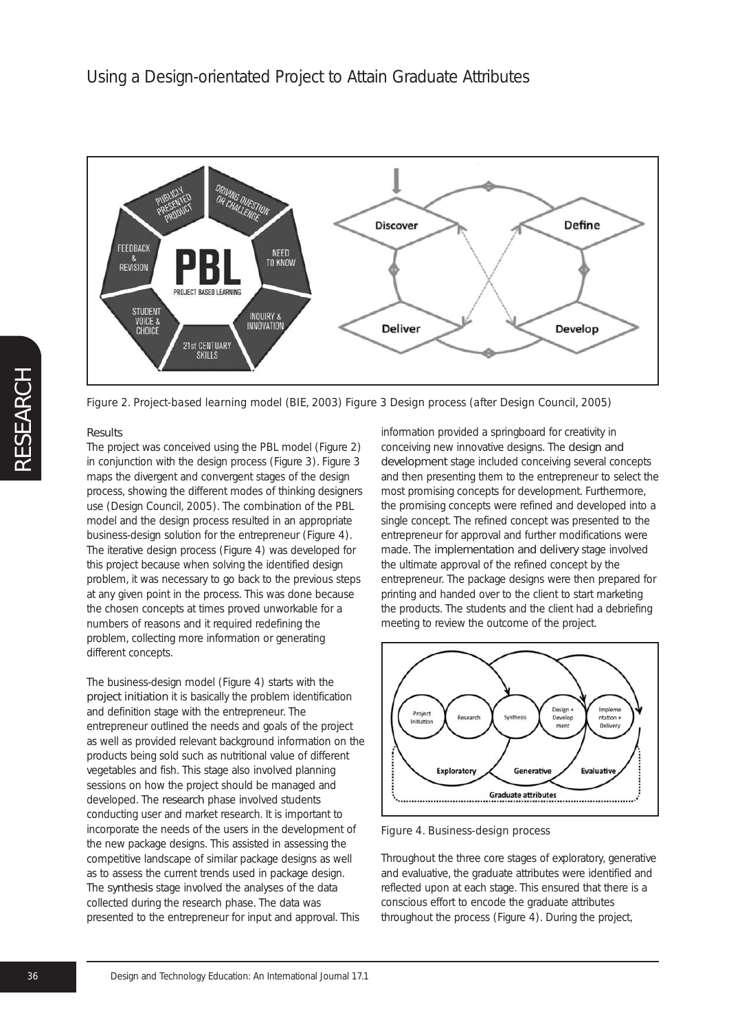Figure 2. Project-based learning model (BIE, 2003) Figure 3 Design process (after Design Council, 2005)

### Results

The project was conceived using the PBL model (Figure 2) in conjunction with the design process (Figure 3). Figure 3 maps the divergent and convergent stages of the design process, showing the different modes of thinking designers use (Design Council, 2005). The combination of the PBL model and the design process resulted in an appropriate business-design solution for the entrepreneur (Figure 4). The iterative design process (Figure 4) was developed for this project because when solving the identified design problem, it was necessary to go back to the previous steps at any given point in the process. This was done because the chosen concepts at times proved unworkable for a numbers of reasons and it required redefining the problem, collecting more information or generating different concepts.

The business-design model (Figure 4) starts with the project initiation it is basically the problem identification and definition stage with the entrepreneur. The entrepreneur outlined the needs and goals of the project as well as provided relevant background information on the products being sold such as nutritional value of different vegetables and fish. This stage also involved planning sessions on how the project should be managed and developed. The research phase involved students conducting user and market research. It is important to incorporate the needs of the users in the development of the new package designs. This assisted in assessing the competitive landscape of similar package designs as well as to assess the current trends used in package design. The synthesis stage involved the analyses of the data collected during the research phase. The data was presented to the entrepreneur for input and approval. This information provided a springboard for creativity in conceiving new innovative designs. The design and development stage included conceiving several concepts and then presenting them to the entrepreneur to select the most promising concepts for development. Furthermore, the promising concepts were refined and developed into a single concept. The refined concept was presented to the entrepreneur for approval and further modifications were made. The implementation and delivery stage involved the ultimate approval of the refined concept by the entrepreneur. The package designs were then prepared for printing and handed over to the client to start marketing the products. The students and the client had a debriefing meeting to review the outcome of the project.

Figure 4. Business-design process

Throughout the three core stages of exploratory, generative and evaluative, the graduate attributes were identified and reflected upon at each stage. This ensured that there is a conscious effort to encode the graduate attributes throughout the process (Figure 4). During the project,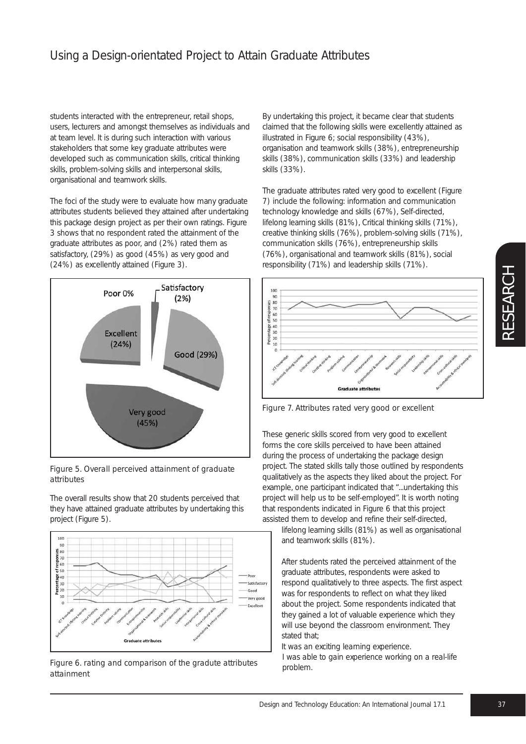students interacted with the entrepreneur, retail shops, users, lecturers and amongst themselves as individuals and at team level. It is during such interaction with various stakeholders that some key graduate attributes were developed such as communication skills, critical thinking skills, problem-solving skills and interpersonal skills, organisational and teamwork skills.

The foci of the study were to evaluate how many graduate attributes students believed they attained after undertaking this package design project as per their own ratings. Figure 3 shows that no respondent rated the attainment of the graduate attributes as poor, and (2%) rated them as satisfactory, (29%) as good (45%) as very good and (24%) as excellently attained (Figure 3).

Figure 5. Overall perceived attainment of graduate attributes

The overall results show that 20 students perceived that they have attained graduate attributes by undertaking this project (Figure 5).

Figure 6. rating and comparison of the gradute attributes attainment

By undertaking this project, it became clear that students claimed that the following skills were excellently attained as illustrated in Figure 6; social responsibility (43%), organisation and teamwork skills (38%), entrepreneurship skills (38%), communication skills (33%) and leadership skills (33%).

The graduate attributes rated very good to excellent (Figure 7) include the following: information and communication technology knowledge and skills (67%), Self-directed, lifelong learning skills (81%), Critical thinking skills (71%), creative thinking skills (76%), problem-solving skills (71%), communication skills (76%), entrepreneurship skills (76%), organisational and teamwork skills (81%), social responsibility (71%) and leadership skills (71%).

Figure 7. Attributes rated very good or excellent

These generic skills scored from very good to excellent forms the core skills perceived to have been attained during the process of undertaking the package design project. The stated skills tally those outlined by respondents qualitatively as the aspects they liked about the project. For example, one participant indicated that "...undertaking this project will help us to be self-employed". It is worth noting that respondents indicated in Figure 6 that this project assisted them to develop and refine their self-directed, lifelong learning skills (81%) as well as organisational and teamwork skills (81%).

After students rated the perceived attainment of the graduate attributes, respondents were asked to respond qualitatively to three aspects. The first aspect was for respondents to reflect on what they liked about the project. Some respondents indicated that they gained a lot of valuable experience which they will use beyond the classroom environment. They stated that;

*It was an exciting learning experience.*

*I was able to gain experience working on a real-life problem.*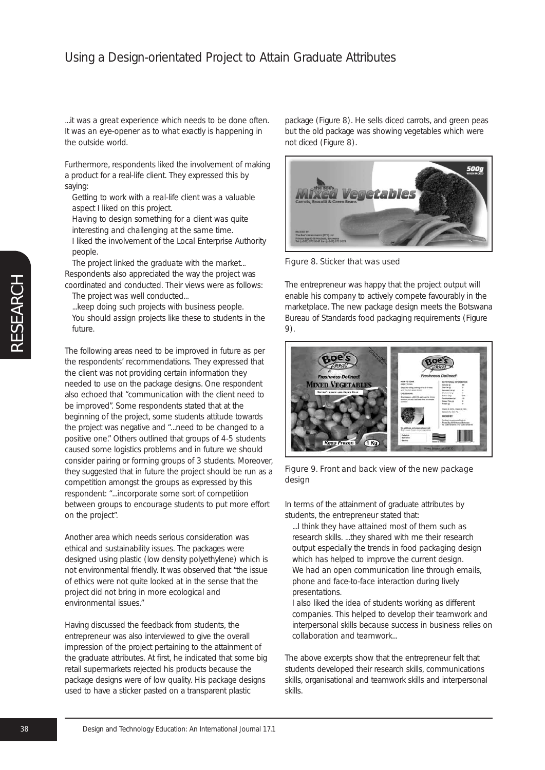...it was a great experience which needs to be done often. It was an eye-opener as to what exactly is happening in the outside world.

Furthermore, respondents liked the involvement of making a product for a real-life client. They expressed this by saying:

> Getting to work with a real-life client was a valuable aspect I liked on this project.
>
> Having to design something for a client was quite interesting and challenging at the same time.
>
> I liked the involvement of the Local Enterprise Authority people.
>
> The project linked the graduate with the market...

Respondents also appreciated the way the project was coordinated and conducted. Their views were as follows:

> The project was well conducted...
>
> ...keep doing such projects with business people.
>
> You should assign projects like these to students in the future.

The following areas need to be improved in future as per the respondents' recommendations. They expressed that the client was not providing certain information they needed to use on the package designs. One respondent also echoed that "communication with the client need to be improved". Some respondents stated that at the beginning of the project, some students attitude towards the project was negative and "...need to be changed to a positive one." Others outlined that groups of 4-5 students caused some logistics problems and in future we should consider pairing or forming groups of 3 students. Moreover, they suggested that in future the project should be run as a competition amongst the groups as expressed by this respondent: "...incorporate some sort of competition between groups to encourage students to put more effort on the project".

Another area which needs serious consideration was ethical and sustainability issues. The packages were designed using plastic (low density polyethylene) which is not environmental friendly. It was observed that "the issue of ethics were not quite looked at in the sense that the project did not bring in more ecological and environmental issues."

Having discussed the feedback from students, the entrepreneur was also interviewed to give the overall impression of the project pertaining to the attainment of the graduate attributes. At first, he indicated that some big retail supermarkets rejected his products because the package designs were of low quality. His package designs used to have a sticker pasted on a transparent plastic package (Figure 8). He sells diced carrots, and green peas but the old package was showing vegetables which were not diced (Figure 8).

Figure 8. Sticker that was used

The entrepreneur was happy that the project output will enable his company to actively compete favourably in the marketplace. The new package design meets the Botswana Bureau of Standards food packaging requirements (Figure 9).

Figure 9. Front and back view of the new package design

In terms of the attainment of graduate attributes by students, the entrepreneur stated that:

> ...I think they have attained most of them such as research skills. ...they shared with me their research output especially the trends in food packaging design which has helped to improve the current design.
>
> We had an open communication line through emails, phone and face-to-face interaction during lively presentations.
>
> I also liked the idea of students working as different companies. This helped to develop their teamwork and interpersonal skills because success in business relies on collaboration and teamwork...

The above excerpts show that the entrepreneur felt that students developed their research skills, communications skills, organisational and teamwork skills and interpersonal skills.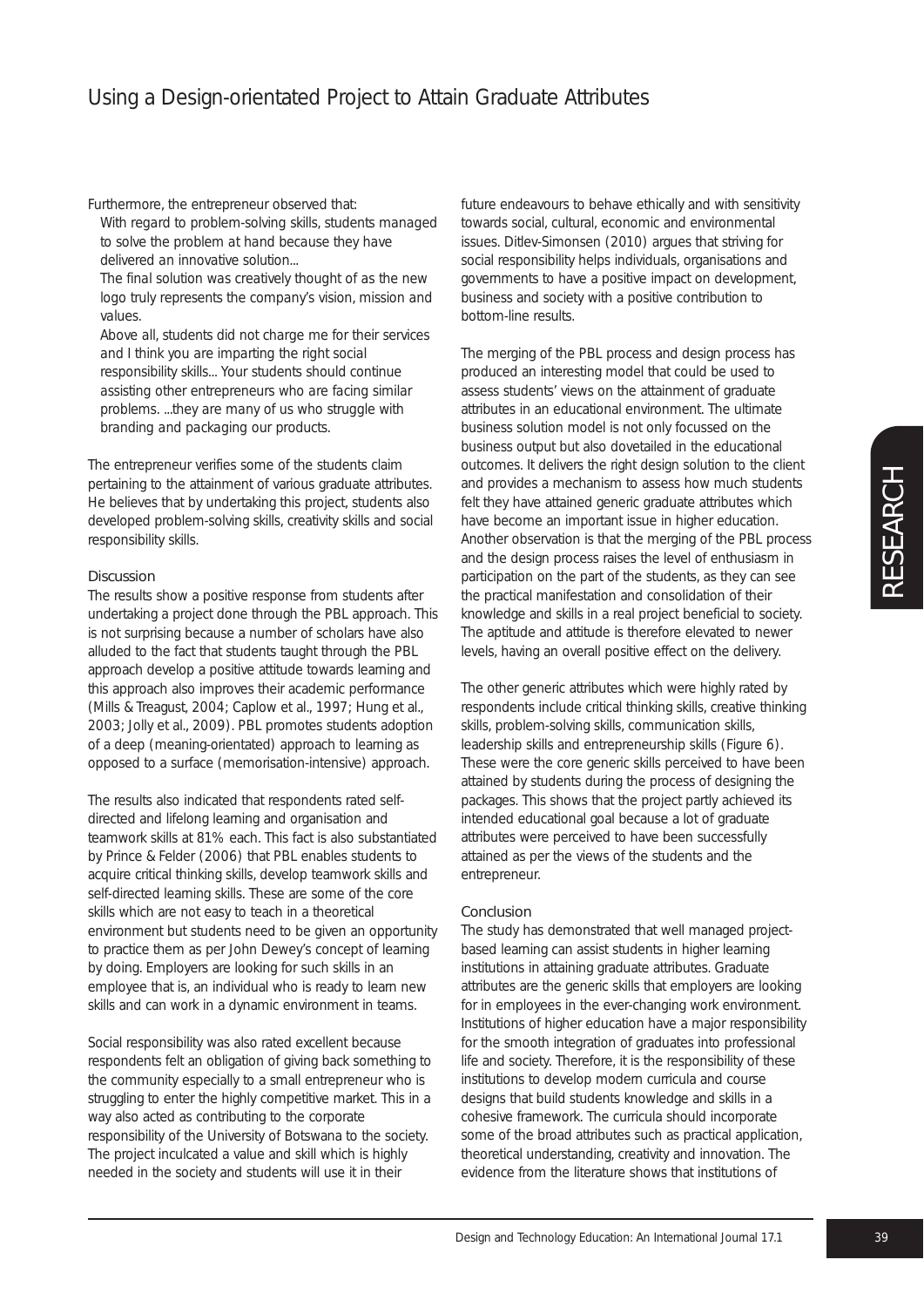Furthermore, the entrepreneur observed that:

> *With regard to problem-solving skills, students managed to solve the problem at hand because they have delivered an innovative solution...*
>
> *The final solution was creatively thought of as the new logo truly represents the company's vision, mission and values.*
>
> *Above all, students did not charge me for their services and I think you are imparting the right social responsibility skills... Your students should continue assisting other entrepreneurs who are facing similar problems. ...they are many of us who struggle with branding and packaging our products.*

The entrepreneur verifies some of the students claim pertaining to the attainment of various graduate attributes. He believes that by undertaking this project, students also developed problem-solving skills, creativity skills and social responsibility skills.

## Discussion

The results show a positive response from students after undertaking a project done through the PBL approach. This is not surprising because a number of scholars have also alluded to the fact that students taught through the PBL approach develop a positive attitude towards learning and this approach also improves their academic performance (Mills & Treagust, 2004; Caplow et al., 1997; Hung et al., 2003; Jolly et al., 2009). PBL promotes students adoption of a deep (meaning-orientated) approach to learning as opposed to a surface (memorisation-intensive) approach.

The results also indicated that respondents rated self-directed and lifelong learning and organisation and teamwork skills at 81% each. This fact is also substantiated by Prince & Felder (2006) that PBL enables students to acquire critical thinking skills, develop teamwork skills and self-directed learning skills. These are some of the core skills which are not easy to teach in a theoretical environment but students need to be given an opportunity to practice them as per John Dewey's concept of learning by doing. Employers are looking for such skills in an employee that is, an individual who is ready to learn new skills and can work in a dynamic environment in teams.

Social responsibility was also rated excellent because respondents felt an obligation of giving back something to the community especially to a small entrepreneur who is struggling to enter the highly competitive market. This in a way also acted as contributing to the corporate responsibility of the University of Botswana to the society. The project inculcated a value and skill which is highly needed in the society and students will use it in their future endeavours to behave ethically and with sensitivity towards social, cultural, economic and environmental issues. Ditlev-Simonsen (2010) argues that striving for social responsibility helps individuals, organisations and governments to have a positive impact on development, business and society with a positive contribution to bottom-line results.

The merging of the PBL process and design process has produced an interesting model that could be used to assess students' views on the attainment of graduate attributes in an educational environment. The ultimate business solution model is not only focussed on the business output but also dovetailed in the educational outcomes. It delivers the right design solution to the client and provides a mechanism to assess how much students felt they have attained generic graduate attributes which have become an important issue in higher education. Another observation is that the merging of the PBL process and the design process raises the level of enthusiasm in participation on the part of the students, as they can see the practical manifestation and consolidation of their knowledge and skills in a real project beneficial to society. The aptitude and attitude is therefore elevated to newer levels, having an overall positive effect on the delivery.

The other generic attributes which were highly rated by respondents include critical thinking skills, creative thinking skills, problem-solving skills, communication skills, leadership skills and entrepreneurship skills (Figure 6). These were the core generic skills perceived to have been attained by students during the process of designing the packages. This shows that the project partly achieved its intended educational goal because a lot of graduate attributes were perceived to have been successfully attained as per the views of the students and the entrepreneur.

## Conclusion

The study has demonstrated that well managed project-based learning can assist students in higher learning institutions in attaining graduate attributes. Graduate attributes are the generic skills that employers are looking for in employees in the ever-changing work environment. Institutions of higher education have a major responsibility for the smooth integration of graduates into professional life and society. Therefore, it is the responsibility of these institutions to develop modern curricula and course designs that build students knowledge and skills in a cohesive framework. The curricula should incorporate some of the broad attributes such as practical application, theoretical understanding, creativity and innovation. The evidence from the literature shows that institutions of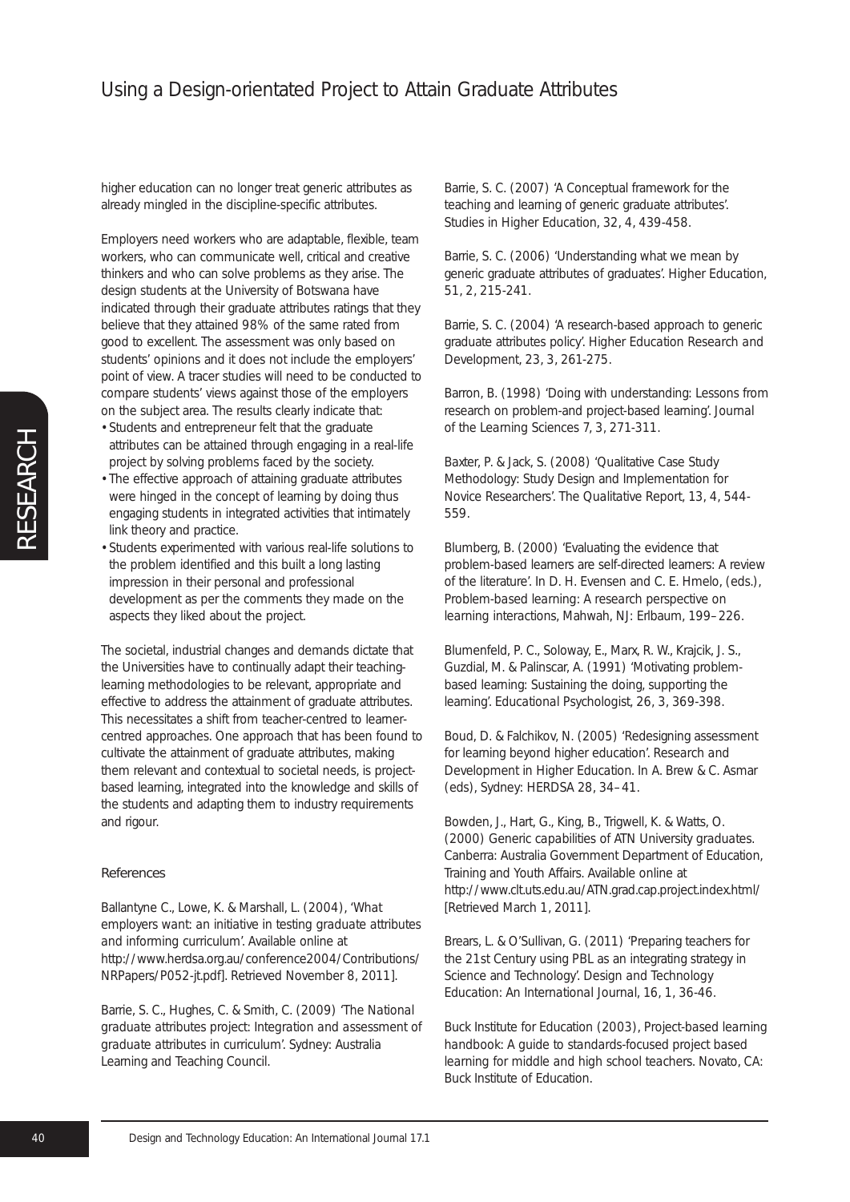higher education can no longer treat generic attributes as already mingled in the discipline-specific attributes.

Employers need workers who are adaptable, flexible, team workers, who can communicate well, critical and creative thinkers and who can solve problems as they arise. The design students at the University of Botswana have indicated through their graduate attributes ratings that they believe that they attained 98% of the same rated from good to excellent. The assessment was only based on students' opinions and it does not include the employers' point of view. A tracer studies will need to be conducted to compare students' views against those of the employers on the subject area. The results clearly indicate that:

- Students and entrepreneur felt that the graduate attributes can be attained through engaging in a real-life project by solving problems faced by the society.
- The effective approach of attaining graduate attributes were hinged in the concept of learning by doing thus engaging students in integrated activities that intimately link theory and practice.
- Students experimented with various real-life solutions to the problem identified and this built a long lasting impression in their personal and professional development as per the comments they made on the aspects they liked about the project.

The societal, industrial changes and demands dictate that the Universities have to continually adapt their teaching-learning methodologies to be relevant, appropriate and effective to address the attainment of graduate attributes. This necessitates a shift from teacher-centred to learner-centred approaches. One approach that has been found to cultivate the attainment of graduate attributes, making them relevant and contextual to societal needs, is project-based learning, integrated into the knowledge and skills of the students and adapting them to industry requirements and rigour.

## References

Ballantyne C., Lowe, K. & Marshall, L. (2004), 'What employers want: an initiative in testing graduate attributes and informing curriculum'. Available online at http://www.herdsa.org.au/conference2004/Contributions/NRPapers/P052-jt.pdf]. Retrieved November 8, 2011].

Barrie, S. C., Hughes, C. & Smith, C. (2009) 'The National graduate attributes project: Integration and assessment of graduate attributes in curriculum'. Sydney: Australia Learning and Teaching Council.

Barrie, S. C. (2007) 'A Conceptual framework for the teaching and learning of generic graduate attributes'. *Studies in Higher Education*, 32, 4, 439-458.

Barrie, S. C. (2006) 'Understanding what we mean by generic graduate attributes of graduates'. *Higher Education*, 51, 2, 215-241.

Barrie, S. C. (2004) 'A research-based approach to generic graduate attributes policy'. *Higher Education Research and Development*, 23, 3, 261-275.

Barron, B. (1998) 'Doing with understanding: Lessons from research on problem-and project-based learning'. *Journal of the Learning Sciences* 7, 3, 271-311.

Baxter, P. & Jack, S. (2008) 'Qualitative Case Study Methodology: Study Design and Implementation for Novice Researchers'. *The Qualitative Report*, 13, 4, 544-559.

Blumberg, B. (2000) 'Evaluating the evidence that problem-based learners are self-directed learners: A review of the literature'. In D. H. Evensen and C. E. Hmelo, (eds.), *Problem-based learning: A research perspective on learning interactions*, Mahwah, NJ: Erlbaum, 199–226.

Blumenfeld, P. C., Soloway, E., Marx, R. W., Krajcik, J. S., Guzdial, M. & Palinscar, A. (1991) 'Motivating problem-based learning: Sustaining the doing, supporting the learning'. *Educational Psychologist*, 26, 3, 369-398.

Boud, D. & Falchikov, N. (2005) 'Redesigning assessment for learning beyond higher education'. *Research and Development in Higher Education*. In A. Brew & C. Asmar (eds), Sydney: HERDSA 28, 34–41.

Bowden, J., Hart, G., King, B., Trigwell, K. & Watts, O. (2000) *Generic capabilities of ATN University graduates*. Canberra: Australia Government Department of Education, Training and Youth Affairs. Available online at http://www.clt.uts.edu.au/ATN.grad.cap.project.index.html/ [Retrieved March 1, 2011].

Brears, L. & O'Sullivan, G. (2011) 'Preparing teachers for the 21st Century using PBL as an integrating strategy in Science and Technology'. *Design and Technology Education: An International Journal*, 16, 1, 36-46.

Buck Institute for Education (2003), *Project-based learning handbook: A guide to standards-focused project based learning for middle and high school teachers*. Novato, CA: Buck Institute of Education.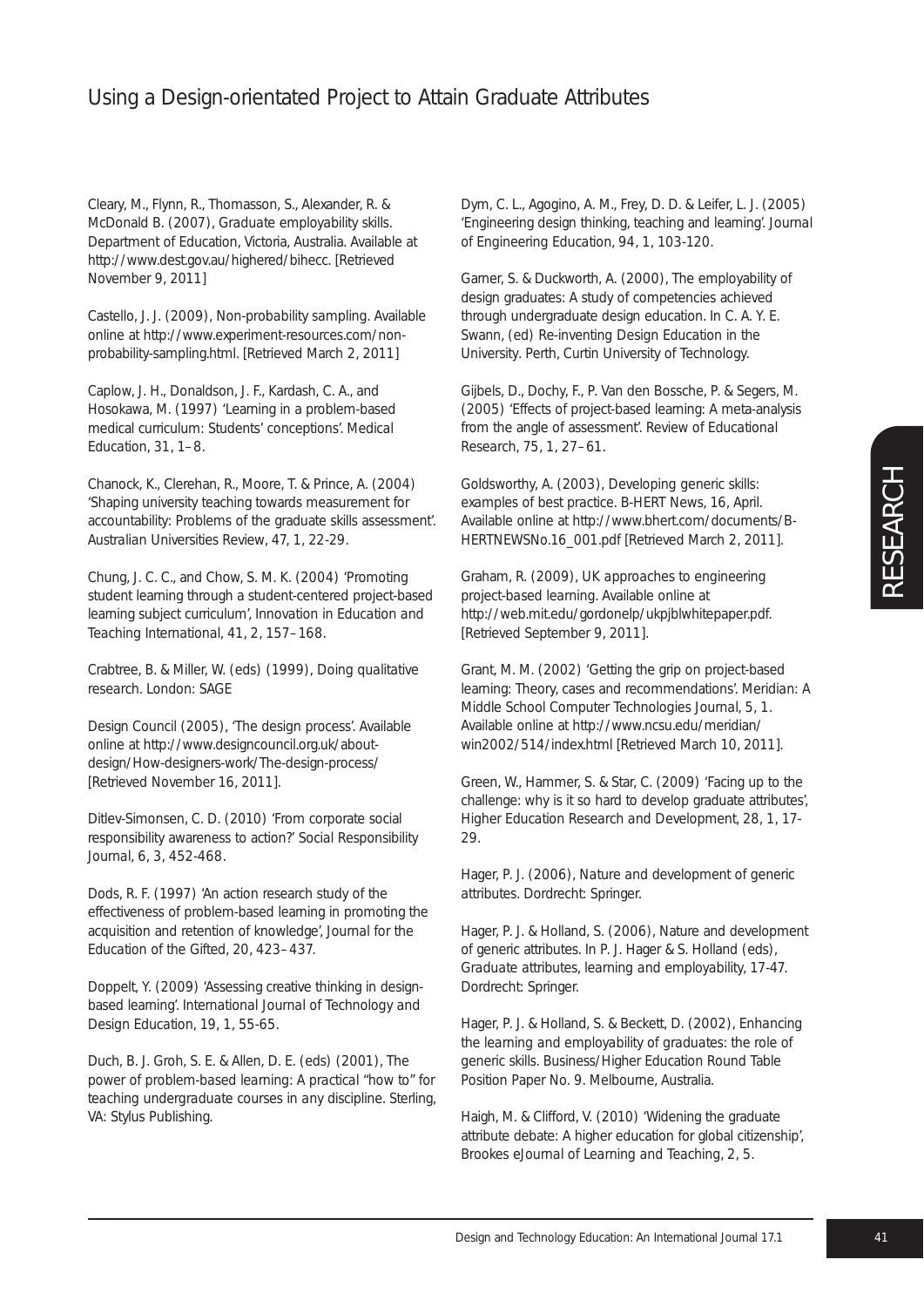Cleary, M., Flynn, R., Thomasson, S., Alexander, R. & McDonald B. (2007), *Graduate employability skills*. Department of Education, Victoria, Australia. Available at http://www.dest.gov.au/highered/bihecc. [Retrieved November 9, 2011]

Castello, J. J. (2009), *Non-probability sampling*. Available online at http://www.experiment-resources.com/non-probability-sampling.html. [Retrieved March 2, 2011]

Caplow, J. H., Donaldson, J. F., Kardash, C. A., and Hosokawa, M. (1997) 'Learning in a problem-based medical curriculum: Students' conceptions'. *Medical Education*, 31, 1–8.

Chanock, K., Clerehan, R., Moore, T. & Prince, A. (2004) 'Shaping university teaching towards measurement for accountability: Problems of the graduate skills assessment'. *Australian Universities Review*, 47, 1, 22-29.

Chung, J. C. C., and Chow, S. M. K. (2004) 'Promoting student learning through a student-centered project-based learning subject curriculum', *Innovation in Education and Teaching International*, 41, 2, 157–168.

Crabtree, B. & Miller, W. (eds) (1999), *Doing qualitative research*. London: SAGE

Design Council (2005), 'The design process'. Available online at http://www.designcouncil.org.uk/about-design/How-designers-work/The-design-process/ [Retrieved November 16, 2011].

Ditlev-Simonsen, C. D. (2010) 'From corporate social responsibility awareness to action?' *Social Responsibility Journal*, 6, 3, 452-468.

Dods, R. F. (1997) 'An action research study of the effectiveness of problem-based learning in promoting the acquisition and retention of knowledge', *Journal for the Education of the Gifted*, 20, 423–437.

Doppelt, Y. (2009) 'Assessing creative thinking in design-based learning'. *International Journal of Technology and Design Education*, 19, 1, 55-65.

Duch, B. J. Groh, S. E. & Allen, D. E. (eds) (2001), *The power of problem-based learning: A practical "how to" for teaching undergraduate courses in any discipline*. Sterling, VA: Stylus Publishing.

Dym, C. L., Agogino, A. M., Frey, D. D. & Leifer, L. J. (2005) 'Engineering design thinking, teaching and learning'. *Journal of Engineering Education*, 94, 1, 103-120.

Garner, S. & Duckworth, A. (2000), The employability of design graduates: A study of competencies achieved through undergraduate design education. In C. A. Y. E. Swann, (ed) *Re-inventing Design Education in the University*. Perth, Curtin University of Technology.

Gijbels, D., Dochy, F., P. Van den Bossche, P. & Segers, M. (2005) 'Effects of project-based learning: A meta-analysis from the angle of assessment'. *Review of Educational Research*, 75, 1, 27–61.

Goldsworthy, A. (2003), Developing generic skills: examples of best practice. *B-HERT News*, 16, April. Available online at http://www.bhert.com/documents/B-HERTNEWSNo.16_001.pdf [Retrieved March 2, 2011].

Graham, R. (2009), *UK approaches to engineering project-based learning*. Available online at http://web.mit.edu/gordonelp/ukpjblwhitepaper.pdf. [Retrieved September 9, 2011].

Grant, M. M. (2002) 'Getting the grip on project-based learning: Theory, cases and recommendations'. *Meridian: A Middle School Computer Technologies Journal*, 5, 1. Available online at http://www.ncsu.edu/meridian/win2002/514/index.html [Retrieved March 10, 2011].

Green, W., Hammer, S. & Star, C. (2009) 'Facing up to the challenge: why is it so hard to develop graduate attributes', *Higher Education Research and Development*, 28, 1, 17-29.

Hager, P. J. (2006), *Nature and development of generic attributes*. Dordrecht: Springer.

Hager, P. J. & Holland, S. (2006), Nature and development of generic attributes. In P. J. Hager & S. Holland (eds), *Graduate attributes, learning and employability*, 17-47. Dordrecht: Springer.

Hager, P. J. & Holland, S. & Beckett, D. (2002), *Enhancing the learning and employability of graduates: the role of generic skills*. Business/Higher Education Round Table Position Paper No. 9. Melbourne, Australia.

Haigh, M. & Clifford, V. (2010) 'Widening the graduate attribute debate: A higher education for global citizenship', *Brookes eJournal of Learning and Teaching*, 2, 5.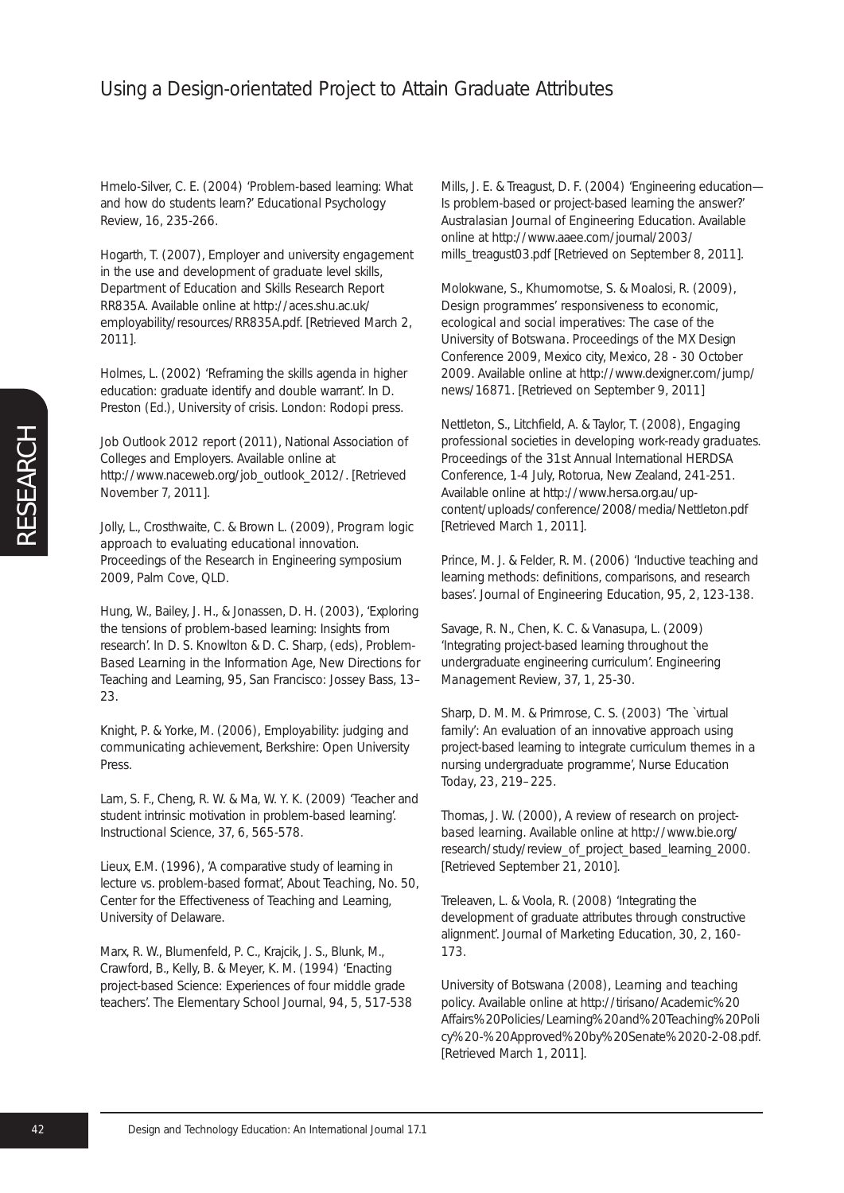Hmelo-Silver, C. E. (2004) 'Problem-based learning: What and how do students learn?' *Educational Psychology Review*, 16, 235-266.

Hogarth, T. (2007), *Employer and university engagement in the use and development of graduate level skills*, Department of Education and Skills Research Report RR835A. Available online at http://aces.shu.ac.uk/employability/resources/RR835A.pdf. [Retrieved March 2, 2011].

Holmes, L. (2002) 'Reframing the skills agenda in higher education: graduate identify and double warrant'. In D. Preston (Ed.), University of crisis. London: Rodopi press.

Job Outlook 2012 report (2011), National Association of Colleges and Employers. Available online at http://www.naceweb.org/job_outlook_2012/. [Retrieved November 7, 2011].

Jolly, L., Crosthwaite, C. & Brown L. (2009), *Program logic approach to evaluating educational innovation*. Proceedings of the Research in Engineering symposium 2009, Palm Cove, QLD.

Hung, W., Bailey, J. H., & Jonassen, D. H. (2003), 'Exploring the tensions of problem-based learning: Insights from research'. In D. S. Knowlton & D. C. Sharp, (eds), *Problem-Based Learning in the Information Age, New Directions for Teaching and Learning*, 95, San Francisco: Jossey Bass, 13–23.

Knight, P. & Yorke, M. (2006), *Employability: judging and communicating achievement*, Berkshire: Open University Press.

Lam, S. F., Cheng, R. W. & Ma, W. Y. K. (2009) 'Teacher and student intrinsic motivation in problem-based learning'. *Instructional Science*, 37, 6, 565-578.

Lieux, E.M. (1996), 'A comparative study of learning in lecture vs. problem-based format', *About Teaching*, No. 50, Center for the Effectiveness of Teaching and Learning, University of Delaware.

Marx, R. W., Blumenfeld, P. C., Krajcik, J. S., Blunk, M., Crawford, B., Kelly, B. & Meyer, K. M. (1994) 'Enacting project-based Science: Experiences of four middle grade teachers'. *The Elementary School Journal*, 94, 5, 517-538

Mills, J. E. & Treagust, D. F. (2004) 'Engineering education—Is problem-based or project-based learning the answer?' *Australasian Journal of Engineering Education*. Available online at http://www.aaee.com/journal/2003/mills_treagust03.pdf [Retrieved on September 8, 2011].

Molokwane, S., Khumomotse, S. & Moalosi, R. (2009), *Design programmes' responsiveness to economic, ecological and social imperatives: The case of the University of Botswana*. Proceedings of the MX Design Conference 2009, Mexico city, Mexico, 28 - 30 October 2009. Available online at http://www.dexigner.com/jump/news/16871. [Retrieved on September 9, 2011]

Nettleton, S., Litchfield, A. & Taylor, T. (2008), *Engaging professional societies in developing work-ready graduates*. Proceedings of the 31st Annual International HERDSA Conference, 1-4 July, Rotorua, New Zealand, 241-251. Available online at http://www.hersa.org.au/up-content/uploads/conference/2008/media/Nettleton.pdf [Retrieved March 1, 2011].

Prince, M. J. & Felder, R. M. (2006) 'Inductive teaching and learning methods: definitions, comparisons, and research bases'. *Journal of Engineering Education*, 95, 2, 123-138.

Savage, R. N., Chen, K. C. & Vanasupa, L. (2009) 'Integrating project-based learning throughout the undergraduate engineering curriculum'. *Engineering Management Review*, 37, 1, 25-30.

Sharp, D. M. M. & Primrose, C. S. (2003) 'The `virtual family': An evaluation of an innovative approach using project-based learning to integrate curriculum themes in a nursing undergraduate programme', *Nurse Education Today*, 23, 219–225.

Thomas, J. W. (2000), *A review of research on project-based learning*. Available online at http://www.bie.org/research/study/review_of_project_based_learning_2000. [Retrieved September 21, 2010].

Treleaven, L. & Voola, R. (2008) 'Integrating the development of graduate attributes through constructive alignment'. *Journal of Marketing Education*, 30, 2, 160-173.

University of Botswana (2008), *Learning and teaching policy*. Available online at http://tirisano/Academic%20Affairs%20Policies/Learning%20and%20Teaching%20Policy%20-%20Approved%20by%20Senate%2020-2-08.pdf. [Retrieved March 1, 2011].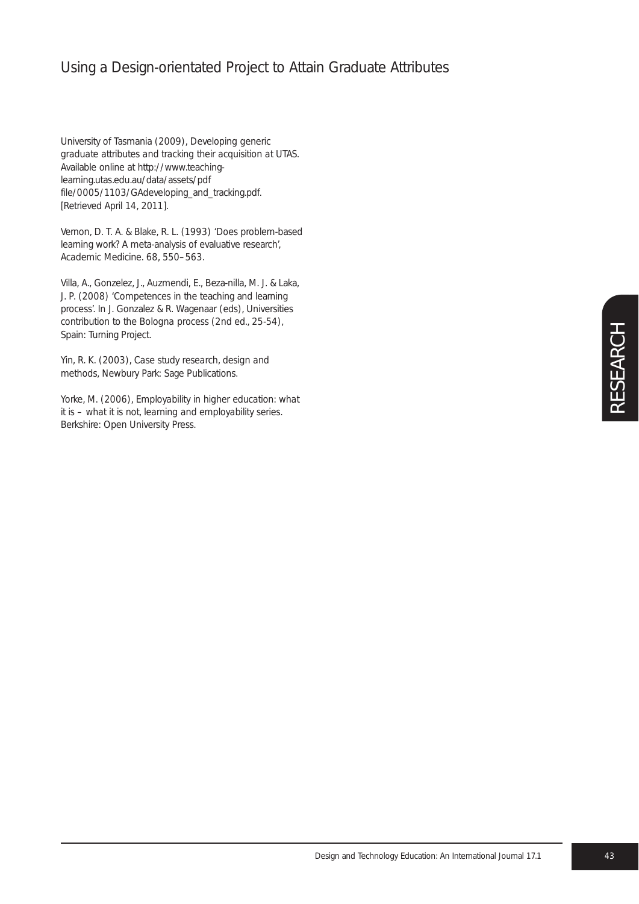University of Tasmania (2009), *Developing generic graduate attributes and tracking their acquisition at UTAS*. Available online at http://www.teaching-learning.utas.edu.au/data/assets/pdf file/0005/1103/GAdeveloping_and_tracking.pdf. [Retrieved April 14, 2011].

Vernon, D. T. A. & Blake, R. L. (1993) 'Does problem-based learning work? A meta-analysis of evaluative research', Academic Medicine. 68, 550–563.

Villa, A., Gonzelez, J., Auzmendi, E., Beza-nilla, M. J. & Laka, J. P. (2008) 'Competences in the teaching and learning process'. In J. Gonzalez & R. Wagenaar (eds), *Universities contribution to the Bologna process* (2nd ed., 25-54), Spain: Turning Project.

Yin, R. K. (2003), *Case study research, design and methods*, Newbury Park: Sage Publications.

Yorke, M. (2006), *Employability in higher education: what it is – what it is not, learning and employability series*. Berkshire: Open University Press.